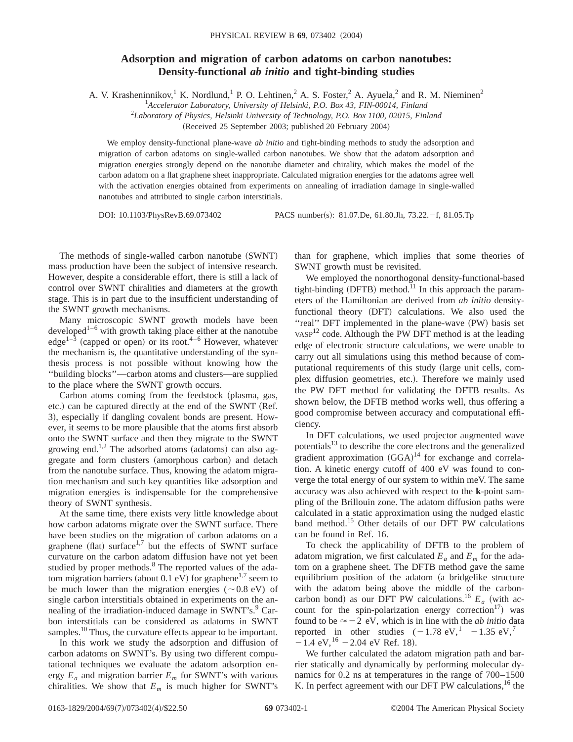# Adsorption and migration of carbon adatoms on carbon nanotubes: Density-functional *ab initio* and tight-binding studies

A. V. Krasheninnikov,[1] K. Nordlund,[1] P. O. Lehtinen,[2] A. S. Foster,[2] A. Ayuela,[2] and R. M. Nieminen[2]

[1]*Accelerator Laboratory, University of Helsinki, P.O. Box 43, FIN-00014, Finland*

[2]*Laboratory of Physics, Helsinki University of Technology, P.O. Box 1100, 02015, Finland*

(Received 25 September 2003; published 20 February 2004)

We employ density-functional plane-wave *ab initio* and tight-binding methods to study the adsorption and migration of carbon adatoms on single-walled carbon nanotubes. We show that the adatom adsorption and migration energies strongly depend on the nanotube diameter and chirality, which makes the model of the carbon adatom on a flat graphene sheet inappropriate. Calculated migration energies for the adatoms agree well with the activation energies obtained from experiments on annealing of irradiation damage in single-walled nanotubes and attributed to single carbon interstitials.

DOI: 10.1103/PhysRevB.69.073402 PACS number(s): 81.07.De, 61.80.Jh, 73.22.−f, 81.05.Tp

The methods of single-walled carbon nanotube (SWNT) mass production have been the subject of intensive research. However, despite a considerable effort, there is still a lack of control over SWNT chiralities and diameters at the growth stage. This is in part due to the insufficient understanding of the SWNT growth mechanisms.

Many microscopic SWNT growth models have been developed[1–6] with growth taking place either at the nanotube edge[1–3] (capped or open) or its root.[4–6] However, whatever the mechanism is, the quantitative understanding of the synthesis process is not possible without knowing how the "building blocks"—carbon atoms and clusters—are supplied to the place where the SWNT growth occurs.

Carbon atoms coming from the feedstock (plasma, gas, etc.) can be captured directly at the end of the SWNT (Ref. 3), especially if dangling covalent bonds are present. However, it seems to be more plausible that the atoms first absorb onto the SWNT surface and then they migrate to the SWNT growing end.[1,2] The adsorbed atoms (adatoms) can also aggregate and form clusters (amorphous carbon) and detach from the nanotube surface. Thus, knowing the adatom migration mechanism and such key quantities like adsorption and migration energies is indispensable for the comprehensive theory of SWNT synthesis.

At the same time, there exists very little knowledge about how carbon adatoms migrate over the SWNT surface. There have been studies on the migration of carbon adatoms on a graphene (flat) surface[1,7] but the effects of SWNT surface curvature on the carbon adatom diffusion have not yet been studied by proper methods.[8] The reported values of the adatom migration barriers (about 0.1 eV) for graphene[1,7] seem to be much lower than the migration energies ($\sim$0.8 eV) of single carbon interstitials obtained in experiments on the annealing of the irradiation-induced damage in SWNT's.[9] Carbon interstitials can be considered as adatoms in SWNT samples.[10] Thus, the curvature effects appear to be important.

In this work we study the adsorption and diffusion of carbon adatoms on SWNT's. By using two different computational techniques we evaluate the adatom adsorption energy $E_a$ and migration barrier $E_m$ for SWNT's with various chiralities. We show that $E_m$ is much higher for SWNT's than for graphene, which implies that some theories of SWNT growth must be revisited.

We employed the nonorthogonal density-functional-based tight-binding (DFTB) method.[11] In this approach the parameters of the Hamiltonian are derived from *ab initio* density-functional theory (DFT) calculations. We also used the "real" DFT implemented in the plane-wave (PW) basis set VASP[12] code. Although the PW DFT method is at the leading edge of electronic structure calculations, we were unable to carry out all simulations using this method because of computational requirements of this study (large unit cells, complex diffusion geometries, etc.). Therefore we mainly used the PW DFT method for validating the DFTB results. As shown below, the DFTB method works well, thus offering a good compromise between accuracy and computational efficiency.

In DFT calculations, we used projector augmented wave potentials[13] to describe the core electrons and the generalized gradient approximation (GGA)[14] for exchange and correlation. A kinetic energy cutoff of 400 eV was found to converge the total energy of our system to within meV. The same accuracy was also achieved with respect to the **k**-point sampling of the Brillouin zone. The adatom diffusion paths were calculated in a static approximation using the nudged elastic band method.[15] Other details of our DFT PW calculations can be found in Ref. 16.

To check the applicability of DFTB to the problem of adatom migration, we first calculated $E_a$ and $E_m$ for the adatom on a graphene sheet. The DFTB method gave the same equilibrium position of the adatom (a bridgelike structure with the adatom being above the middle of the carbon-carbon bond) as our DFT PW calculations.[16] $E_a$ (with account for the spin-polarization energy correction[17]) was found to be $\approx -2$ eV, which is in line with the *ab initio* data reported in other studies ($-1.78$ eV,[1] $-1.35$ eV,[7] $-1.4$ eV,[16] $-2.04$ eV Ref. 18).

We further calculated the adatom migration path and barrier statically and dynamically by performing molecular dynamics for 0.2 ns at temperatures in the range of 700–1500 K. In perfect agreement with our DFT PW calculations,[16] the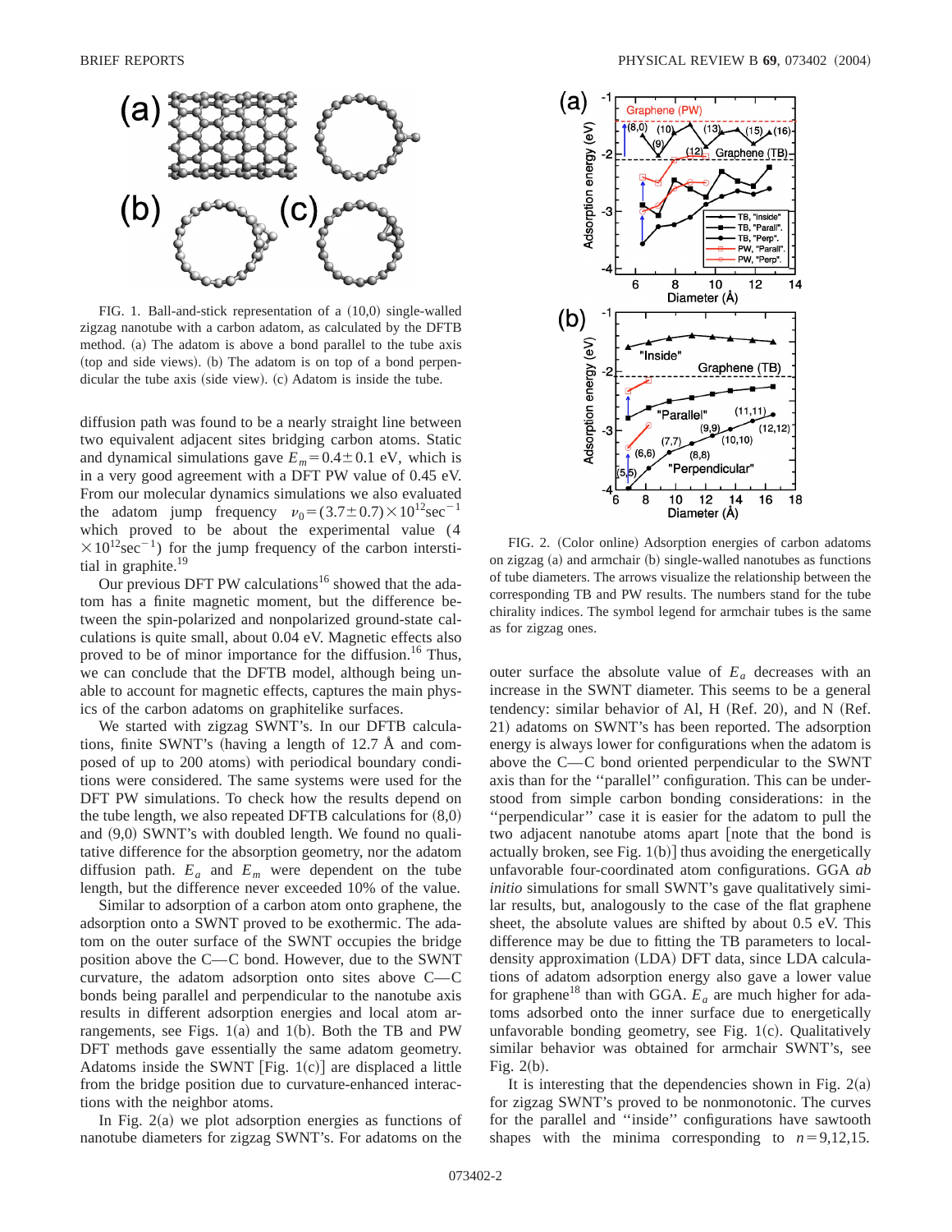FIG. 1. Ball-and-stick representation of a (10,0) single-walled zigzag nanotube with a carbon adatom, as calculated by the DFTB method. (a) The adatom is above a bond parallel to the tube axis (top and side views). (b) The adatom is on top of a bond perpendicular the tube axis (side view). (c) Adatom is inside the tube.

diffusion path was found to be a nearly straight line between two equivalent adjacent sites bridging carbon atoms. Static and dynamical simulations gave $E_m = 0.4 \pm 0.1$ eV, which is in a very good agreement with a DFT PW value of 0.45 eV. From our molecular dynamics simulations we also evaluated the adatom jump frequency $\nu_0 = (3.7 \pm 0.7) \times 10^{12} \mathrm{sec}^{-1}$ which proved to be about the experimental value ($4 \times 10^{12} \mathrm{sec}^{-1}$) for the jump frequency of the carbon interstitial in graphite.[19]

Our previous DFT PW calculations[16] showed that the adatom has a finite magnetic moment, but the difference between the spin-polarized and nonpolarized ground-state calculations is quite small, about 0.04 eV. Magnetic effects also proved to be of minor importance for the diffusion.[16] Thus, we can conclude that the DFTB model, although being unable to account for magnetic effects, captures the main physics of the carbon adatoms on graphitelike surfaces.

We started with zigzag SWNT's. In our DFTB calculations, finite SWNT's (having a length of 12.7 Å and composed of up to 200 atoms) with periodical boundary conditions were considered. The same systems were used for the DFT PW simulations. To check how the results depend on the tube length, we also repeated DFTB calculations for (8,0) and (9,0) SWNT's with doubled length. We found no qualitative difference for the absorption geometry, nor the adatom diffusion path. $E_a$ and $E_m$ were dependent on the tube length, but the difference never exceeded 10% of the value.

Similar to adsorption of a carbon atom onto graphene, the adsorption onto a SWNT proved to be exothermic. The adatom on the outer surface of the SWNT occupies the bridge position above the C—C bond. However, due to the SWNT curvature, the adatom adsorption onto sites above C—C bonds being parallel and perpendicular to the nanotube axis results in different adsorption energies and local atom arrangements, see Figs. 1(a) and 1(b). Both the TB and PW DFT methods gave essentially the same adatom geometry. Adatoms inside the SWNT [Fig. 1(c)] are displaced a little from the bridge position due to curvature-enhanced interactions with the neighbor atoms.

In Fig. 2(a) we plot adsorption energies as functions of nanotube diameters for zigzag SWNT's. For adatoms on the outer surface the absolute value of $E_a$ decreases with an increase in the SWNT diameter. This seems to be a general tendency: similar behavior of Al, H (Ref. 20), and N (Ref. 21) adatoms on SWNT's has been reported. The adsorption energy is always lower for configurations when the adatom is above the C—C bond oriented perpendicular to the SWNT axis than for the "parallel" configuration. This can be understood from simple carbon bonding considerations: in the "perpendicular" case it is easier for the adatom to pull the two adjacent nanotube atoms apart [note that the bond is actually broken, see Fig. 1(b)] thus avoiding the energetically unfavorable four-coordinated atom configurations. GGA *ab initio* simulations for small SWNT's gave qualitatively similar results, but, analogously to the case of the flat graphene sheet, the absolute values are shifted by about 0.5 eV. This difference may be due to fitting the TB parameters to local-density approximation (LDA) DFT data, since LDA calculations of adatom adsorption energy also gave a lower value for graphene[18] than with GGA. $E_a$ are much higher for adatoms adsorbed onto the inner surface due to energetically unfavorable bonding geometry, see Fig. 1(c). Qualitatively similar behavior was obtained for armchair SWNT's, see Fig. 2(b).

FIG. 2. (Color online) Adsorption energies of carbon adatoms on zigzag (a) and armchair (b) single-walled nanotubes as functions of tube diameters. The arrows visualize the relationship between the corresponding TB and PW results. The numbers stand for the tube chirality indices. The symbol legend for armchair tubes is the same as for zigzag ones.

It is interesting that the dependencies shown in Fig. 2(a) for zigzag SWNT's proved to be nonmonotonic. The curves for the parallel and "inside" configurations have sawtooth shapes with the minima corresponding to $n = 9,12,15$.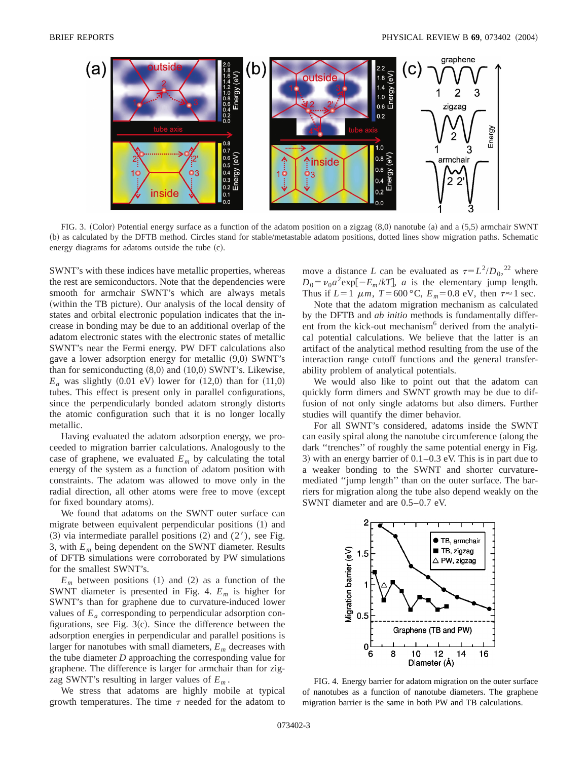FIG. 3. (Color) Potential energy surface as a function of the adatom position on a zigzag (8,0) nanotube (a) and a (5,5) armchair SWNT (b) as calculated by the DFTB method. Circles stand for stable/metastable adatom positions, dotted lines show migration paths. Schematic energy diagrams for adatoms outside the tube (c).

SWNT's with these indices have metallic properties, whereas the rest are semiconductors. Note that the dependencies were smooth for armchair SWNT's which are always metals (within the TB picture). Our analysis of the local density of states and orbital electronic population indicates that the increase in bonding may be due to an additional overlap of the adatom electronic states with the electronic states of metallic SWNT's near the Fermi energy. PW DFT calculations also gave a lower adsorption energy for metallic (9,0) SWNT's than for semiconducting (8,0) and (10,0) SWNT's. Likewise, $E_a$ was slightly (0.01 eV) lower for (12,0) than for (11,0) tubes. This effect is present only in parallel configurations, since the perpendicularly bonded adatom strongly distorts the atomic configuration such that it is no longer locally metallic.

Having evaluated the adatom adsorption energy, we proceeded to migration barrier calculations. Analogously to the case of graphene, we evaluated $E_m$ by calculating the total energy of the system as a function of adatom position with constraints. The adatom was allowed to move only in the radial direction, all other atoms were free to move (except for fixed boundary atoms).

We found that adatoms on the SWNT outer surface can migrate between equivalent perpendicular positions (1) and (3) via intermediate parallel positions (2) and (2′), see Fig. 3, with $E_m$ being dependent on the SWNT diameter. Results of DFTB simulations were corroborated by PW simulations for the smallest SWNT's.

$E_m$ between positions (1) and (2) as a function of the SWNT diameter is presented in Fig. 4. $E_m$ is higher for SWNT's than for graphene due to curvature-induced lower values of $E_a$ corresponding to perpendicular adsorption configurations, see Fig. 3(c). Since the difference between the adsorption energies in perpendicular and parallel positions is larger for nanotubes with small diameters, $E_m$ decreases with the tube diameter $D$ approaching the corresponding value for graphene. The difference is larger for armchair than for zigzag SWNT's resulting in larger values of $E_m$.

We stress that adatoms are highly mobile at typical growth temperatures. The time $\tau$ needed for the adatom to move a distance $L$ can be evaluated as $\tau = L^2/D_0$,[22] where $D_0 = \nu_0 a^2 \exp[-E_m/kT]$, $a$ is the elementary jump length. Thus if $L = 1$ $\mu m$, $T = 600\,°\mathrm{C}$, $E_m = 0.8$ eV, then $\tau \approx 1$ sec.

Note that the adatom migration mechanism as calculated by the DFTB and *ab initio* methods is fundamentally different from the kick-out mechanism[6] derived from the analytical potential calculations. We believe that the latter is an artifact of the analytical method resulting from the use of the interaction range cutoff functions and the general transferability problem of analytical potentials.

We would also like to point out that the adatom can quickly form dimers and SWNT growth may be due to diffusion of not only single adatoms but also dimers. Further studies will quantify the dimer behavior.

For all SWNT's considered, adatoms inside the SWNT can easily spiral along the nanotube circumference (along the dark "trenches" of roughly the same potential energy in Fig. 3) with an energy barrier of 0.1–0.3 eV. This is in part due to a weaker bonding to the SWNT and shorter curvature-mediated "jump length" than on the outer surface. The barriers for migration along the tube also depend weakly on the SWNT diameter and are 0.5–0.7 eV.

FIG. 4. Energy barrier for adatom migration on the outer surface of nanotubes as a function of nanotube diameters. The graphene migration barrier is the same in both PW and TB calculations.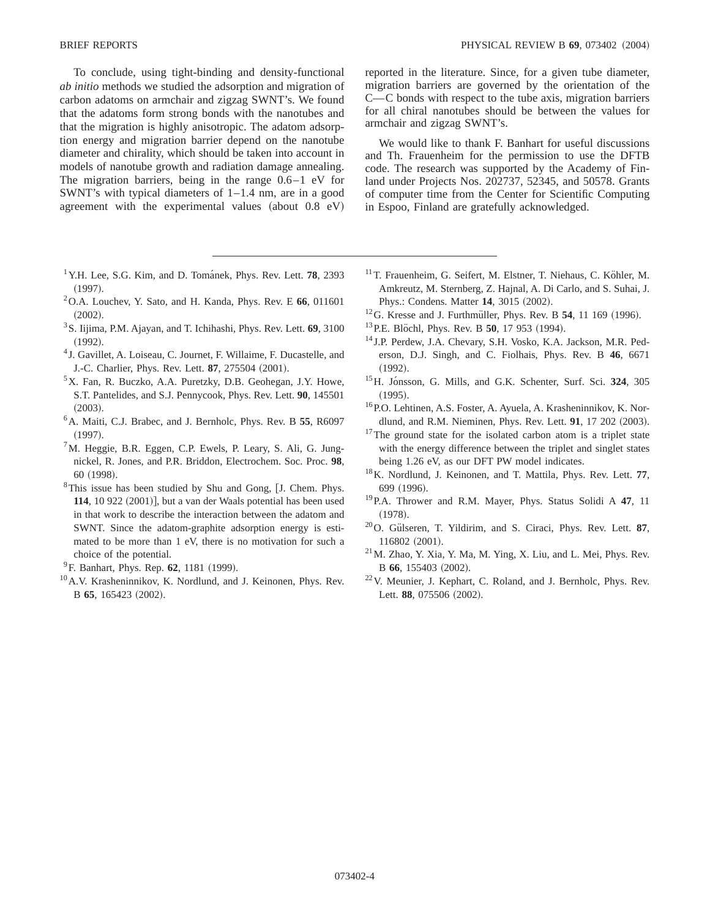To conclude, using tight-binding and density-functional *ab initio* methods we studied the adsorption and migration of carbon adatoms on armchair and zigzag SWNT's. We found that the adatoms form strong bonds with the nanotubes and that the migration is highly anisotropic. The adatom adsorption energy and migration barrier depend on the nanotube diameter and chirality, which should be taken into account in models of nanotube growth and radiation damage annealing. The migration barriers, being in the range 0.6–1 eV for SWNT's with typical diameters of 1–1.4 nm, are in a good agreement with the experimental values (about 0.8 eV) reported in the literature. Since, for a given tube diameter, migration barriers are governed by the orientation of the C—C bonds with respect to the tube axis, migration barriers for all chiral nanotubes should be between the values for armchair and zigzag SWNT's.

We would like to thank F. Banhart for useful discussions and Th. Frauenheim for the permission to use the DFTB code. The research was supported by the Academy of Finland under Projects Nos. 202737, 52345, and 50578. Grants of computer time from the Center for Scientific Computing in Espoo, Finland are gratefully acknowledged.

---

[1] Y.H. Lee, S.G. Kim, and D. Tománek, Phys. Rev. Lett. **78**, 2393 (1997).

[2] O.A. Louchev, Y. Sato, and H. Kanda, Phys. Rev. E **66**, 011601 (2002).

[3] S. Iijima, P.M. Ajayan, and T. Ichihashi, Phys. Rev. Lett. **69**, 3100 (1992).

[4] J. Gavillet, A. Loiseau, C. Journet, F. Willaime, F. Ducastelle, and J.-C. Charlier, Phys. Rev. Lett. **87**, 275504 (2001).

[5] X. Fan, R. Buczko, A.A. Puretzky, D.B. Geohegan, J.Y. Howe, S.T. Pantelides, and S.J. Pennycook, Phys. Rev. Lett. **90**, 145501 (2003).

[6] A. Maiti, C.J. Brabec, and J. Bernholc, Phys. Rev. B **55**, R6097 (1997).

[7] M. Heggie, B.R. Eggen, C.P. Ewels, P. Leary, S. Ali, G. Jungnickel, R. Jones, and P.R. Briddon, Electrochem. Soc. Proc. **98**, 60 (1998).

[8] This issue has been studied by Shu and Gong, [J. Chem. Phys. **114**, 10 922 (2001)], but a van der Waals potential has been used in that work to describe the interaction between the adatom and SWNT. Since the adatom-graphite adsorption energy is estimated to be more than 1 eV, there is no motivation for such a choice of the potential.

[9] F. Banhart, Phys. Rep. **62**, 1181 (1999).

[10] A.V. Krasheninnikov, K. Nordlund, and J. Keinonen, Phys. Rev. B **65**, 165423 (2002).

[11] T. Frauenheim, G. Seifert, M. Elstner, T. Niehaus, C. Köhler, M. Amkreutz, M. Sternberg, Z. Hajnal, A. Di Carlo, and S. Suhai, J. Phys.: Condens. Matter **14**, 3015 (2002).

[12] G. Kresse and J. Furthmüller, Phys. Rev. B **54**, 11 169 (1996).

[13] P.E. Blöchl, Phys. Rev. B **50**, 17 953 (1994).

[14] J.P. Perdew, J.A. Chevary, S.H. Vosko, K.A. Jackson, M.R. Pederson, D.J. Singh, and C. Fiolhais, Phys. Rev. B **46**, 6671 (1992).

[15] H. Jónsson, G. Mills, and G.K. Schenter, Surf. Sci. **324**, 305 (1995).

[16] P.O. Lehtinen, A.S. Foster, A. Ayuela, A. Krasheninnikov, K. Nordlund, and R.M. Nieminen, Phys. Rev. Lett. **91**, 17 202 (2003).

[17] The ground state for the isolated carbon atom is a triplet state with the energy difference between the triplet and singlet states being 1.26 eV, as our DFT PW model indicates.

[18] K. Nordlund, J. Keinonen, and T. Mattila, Phys. Rev. Lett. **77**, 699 (1996).

[19] P.A. Thrower and R.M. Mayer, Phys. Status Solidi A **47**, 11 (1978).

[20] O. Gülseren, T. Yildirim, and S. Ciraci, Phys. Rev. Lett. **87**, 116802 (2001).

[21] M. Zhao, Y. Xia, Y. Ma, M. Ying, X. Liu, and L. Mei, Phys. Rev. B **66**, 155403 (2002).

[22] V. Meunier, J. Kephart, C. Roland, and J. Bernholc, Phys. Rev. Lett. **88**, 075506 (2002).